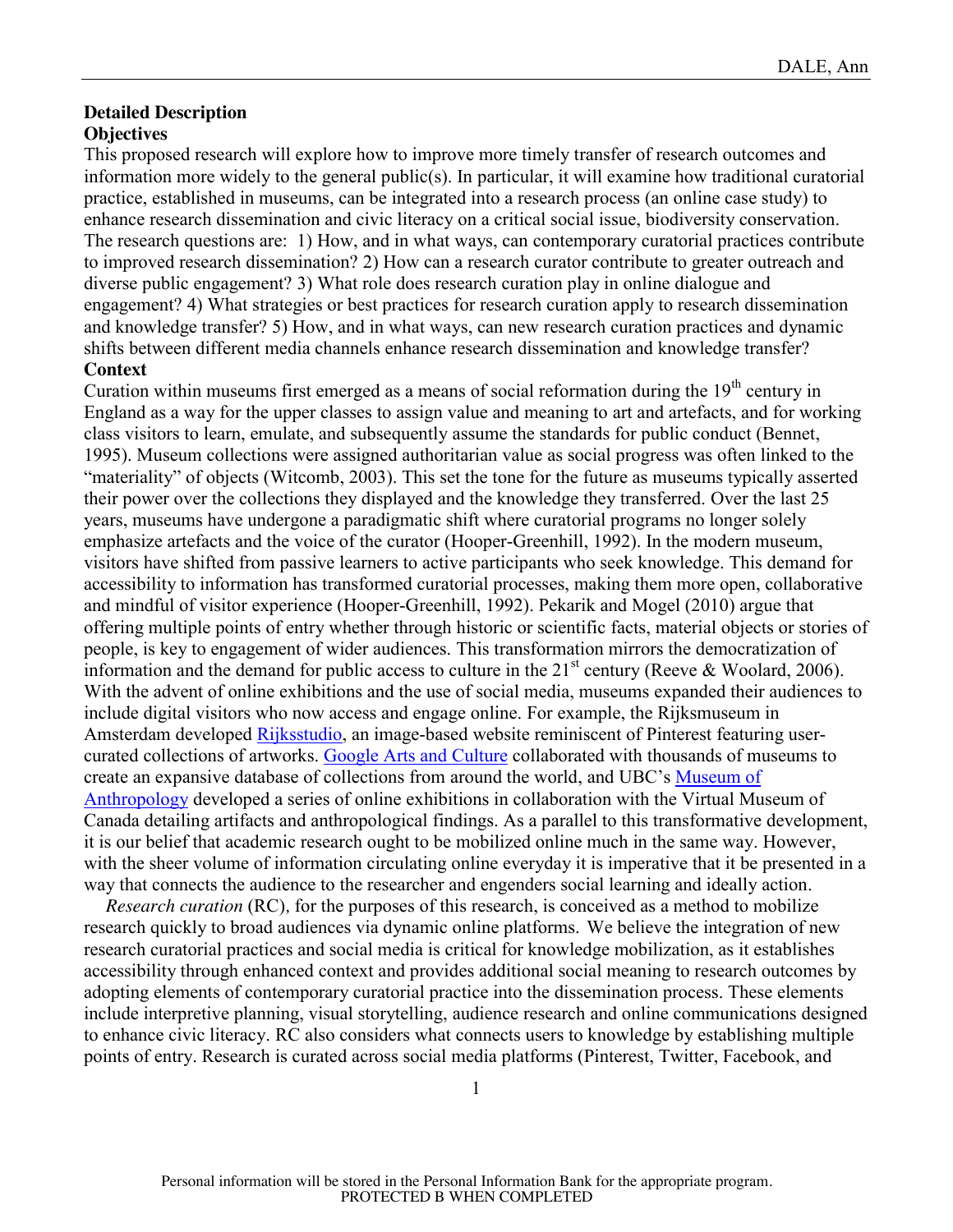**Detailed Description**

**Objectives**

This proposed research will explore how to improve more timely transfer of research outcomes and information more widely to the general public(s). In particular, it will examine how traditional curatorial practice, established in museums, can be integrated into a research process (an online case study) to enhance research dissemination and civic literacy on a critical social issue, biodiversity conservation. The research questions are: 1) How, and in what ways, can contemporary curatorial practices contribute to improved research dissemination? 2) How can a research curator contribute to greater outreach and diverse public engagement? 3) What role does research curation play in online dialogue and engagement? 4) What strategies or best practices for research curation apply to research dissemination and knowledge transfer? 5) How, and in what ways, can new research curation practices and dynamic shifts between different media channels enhance research dissemination and knowledge transfer?

**Context**

Curation within museums first emerged as a means of social reformation during the 19th century in England as a way for the upper classes to assign value and meaning to art and artefacts, and for working class visitors to learn, emulate, and subsequently assume the standards for public conduct (Bennet, 1995). Museum collections were assigned authoritarian value as social progress was often linked to the "materiality" of objects (Witcomb, 2003). This set the tone for the future as museums typically asserted their power over the collections they displayed and the knowledge they transferred. Over the last 25 years, museums have undergone a paradigmatic shift where curatorial programs no longer solely emphasize artefacts and the voice of the curator (Hooper-Greenhill, 1992). In the modern museum, visitors have shifted from passive learners to active participants who seek knowledge. This demand for accessibility to information has transformed curatorial processes, making them more open, collaborative and mindful of visitor experience (Hooper-Greenhill, 1992). Pekarik and Mogel (2010) argue that offering multiple points of entry whether through historic or scientific facts, material objects or stories of people, is key to engagement of wider audiences. This transformation mirrors the democratization of information and the demand for public access to culture in the 21st century (Reeve & Woolard, 2006). With the advent of online exhibitions and the use of social media, museums expanded their audiences to include digital visitors who now access and engage online. For example, the Rijksmuseum in Amsterdam developed Rijksstudio, an image-based website reminiscent of Pinterest featuring user-curated collections of artworks. Google Arts and Culture collaborated with thousands of museums to create an expansive database of collections from around the world, and UBC's Museum of Anthropology developed a series of online exhibitions in collaboration with the Virtual Museum of Canada detailing artifacts and anthropological findings. As a parallel to this transformative development, it is our belief that academic research ought to be mobilized online much in the same way. However, with the sheer volume of information circulating online everyday it is imperative that it be presented in a way that connects the audience to the researcher and engenders social learning and ideally action.

*Research curation* (RC), for the purposes of this research, is conceived as a method to mobilize research quickly to broad audiences via dynamic online platforms. We believe the integration of new research curatorial practices and social media is critical for knowledge mobilization, as it establishes accessibility through enhanced context and provides additional social meaning to research outcomes by adopting elements of contemporary curatorial practice into the dissemination process. These elements include interpretive planning, visual storytelling, audience research and online communications designed to enhance civic literacy. RC also considers what connects users to knowledge by establishing multiple points of entry. Research is curated across social media platforms (Pinterest, Twitter, Facebook, and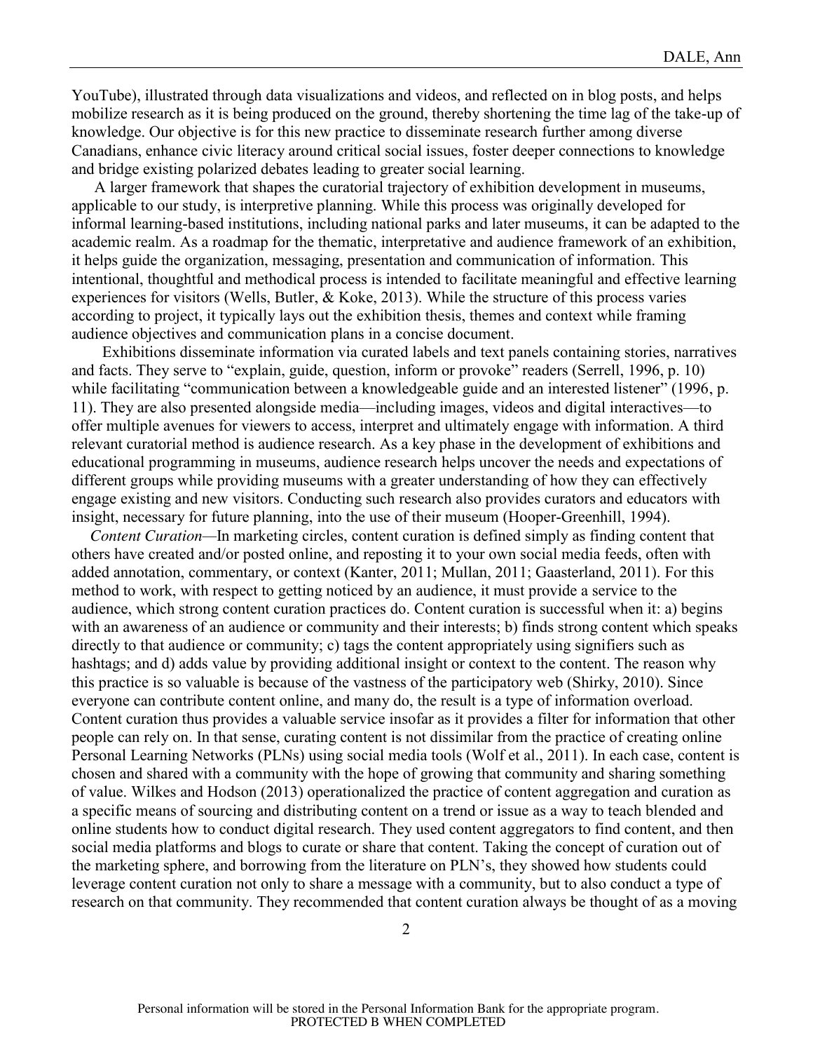YouTube), illustrated through data visualizations and videos, and reflected on in blog posts, and helps mobilize research as it is being produced on the ground, thereby shortening the time lag of the take-up of knowledge. Our objective is for this new practice to disseminate research further among diverse Canadians, enhance civic literacy around critical social issues, foster deeper connections to knowledge and bridge existing polarized debates leading to greater social learning.

A larger framework that shapes the curatorial trajectory of exhibition development in museums, applicable to our study, is interpretive planning. While this process was originally developed for informal learning-based institutions, including national parks and later museums, it can be adapted to the academic realm. As a roadmap for the thematic, interpretative and audience framework of an exhibition, it helps guide the organization, messaging, presentation and communication of information. This intentional, thoughtful and methodical process is intended to facilitate meaningful and effective learning experiences for visitors (Wells, Butler, & Koke, 2013). While the structure of this process varies according to project, it typically lays out the exhibition thesis, themes and context while framing audience objectives and communication plans in a concise document.

Exhibitions disseminate information via curated labels and text panels containing stories, narratives and facts. They serve to "explain, guide, question, inform or provoke" readers (Serrell, 1996, p. 10) while facilitating "communication between a knowledgeable guide and an interested listener" (1996, p. 11). They are also presented alongside media—including images, videos and digital interactives—to offer multiple avenues for viewers to access, interpret and ultimately engage with information. A third relevant curatorial method is audience research. As a key phase in the development of exhibitions and educational programming in museums, audience research helps uncover the needs and expectations of different groups while providing museums with a greater understanding of how they can effectively engage existing and new visitors. Conducting such research also provides curators and educators with insight, necessary for future planning, into the use of their museum (Hooper-Greenhill, 1994).

*Content Curation*—In marketing circles, content curation is defined simply as finding content that others have created and/or posted online, and reposting it to your own social media feeds, often with added annotation, commentary, or context (Kanter, 2011; Mullan, 2011; Gaasterland, 2011). For this method to work, with respect to getting noticed by an audience, it must provide a service to the audience, which strong content curation practices do. Content curation is successful when it: a) begins with an awareness of an audience or community and their interests; b) finds strong content which speaks directly to that audience or community; c) tags the content appropriately using signifiers such as hashtags; and d) adds value by providing additional insight or context to the content. The reason why this practice is so valuable is because of the vastness of the participatory web (Shirky, 2010). Since everyone can contribute content online, and many do, the result is a type of information overload. Content curation thus provides a valuable service insofar as it provides a filter for information that other people can rely on. In that sense, curating content is not dissimilar from the practice of creating online Personal Learning Networks (PLNs) using social media tools (Wolf et al., 2011). In each case, content is chosen and shared with a community with the hope of growing that community and sharing something of value. Wilkes and Hodson (2013) operationalized the practice of content aggregation and curation as a specific means of sourcing and distributing content on a trend or issue as a way to teach blended and online students how to conduct digital research. They used content aggregators to find content, and then social media platforms and blogs to curate or share that content. Taking the concept of curation out of the marketing sphere, and borrowing from the literature on PLN's, they showed how students could leverage content curation not only to share a message with a community, but to also conduct a type of research on that community. They recommended that content curation always be thought of as a moving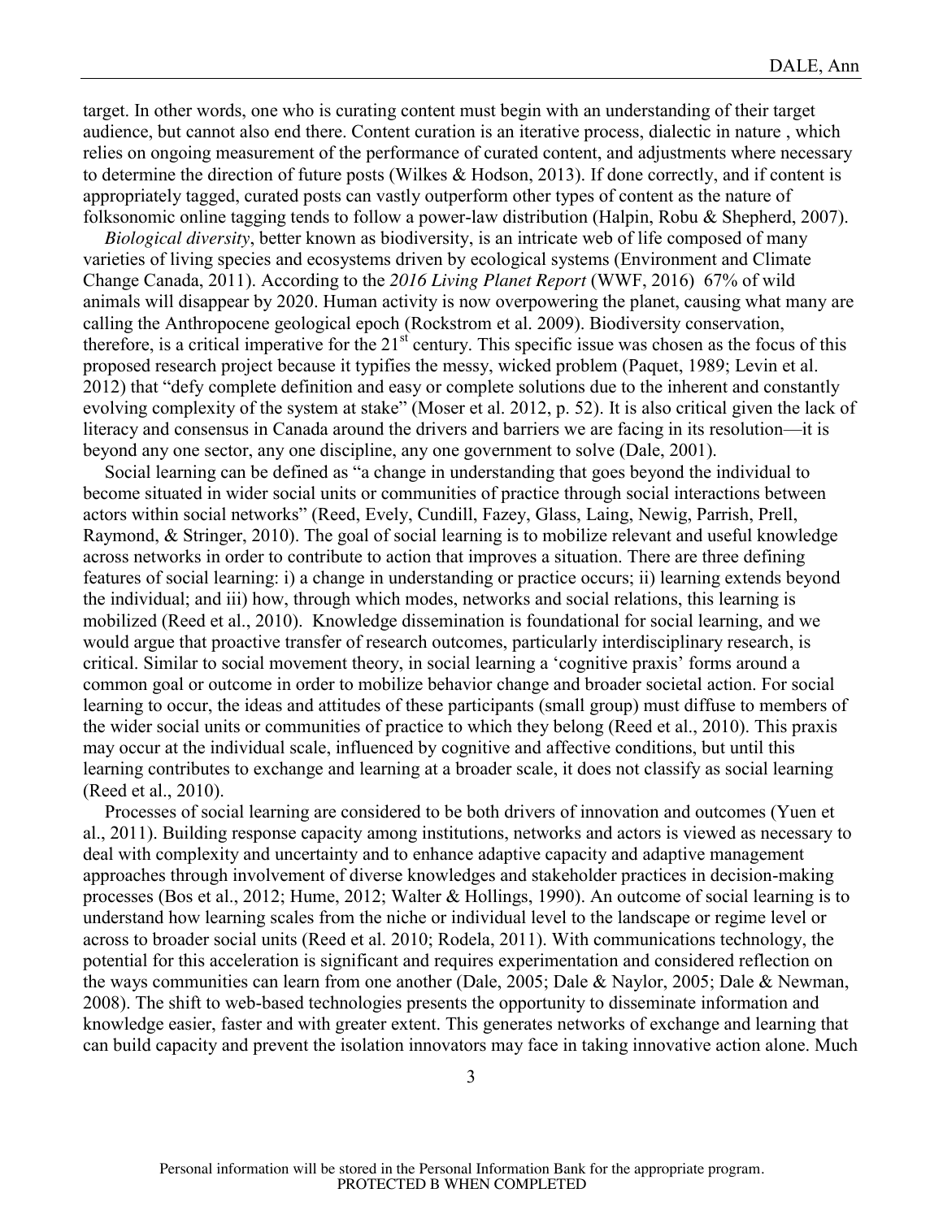target. In other words, one who is curating content must begin with an understanding of their target audience, but cannot also end there. Content curation is an iterative process, dialectic in nature , which relies on ongoing measurement of the performance of curated content, and adjustments where necessary to determine the direction of future posts (Wilkes & Hodson, 2013). If done correctly, and if content is appropriately tagged, curated posts can vastly outperform other types of content as the nature of folksonomic online tagging tends to follow a power-law distribution (Halpin, Robu & Shepherd, 2007).

*Biological diversity*, better known as biodiversity, is an intricate web of life composed of many varieties of living species and ecosystems driven by ecological systems (Environment and Climate Change Canada, 2011). According to the *2016 Living Planet Report* (WWF, 2016) 67% of wild animals will disappear by 2020. Human activity is now overpowering the planet, causing what many are calling the Anthropocene geological epoch (Rockstrom et al. 2009). Biodiversity conservation, therefore, is a critical imperative for the 21st century. This specific issue was chosen as the focus of this proposed research project because it typifies the messy, wicked problem (Paquet, 1989; Levin et al. 2012) that "defy complete definition and easy or complete solutions due to the inherent and constantly evolving complexity of the system at stake" (Moser et al. 2012, p. 52). It is also critical given the lack of literacy and consensus in Canada around the drivers and barriers we are facing in its resolution—it is beyond any one sector, any one discipline, any one government to solve (Dale, 2001).

Social learning can be defined as "a change in understanding that goes beyond the individual to become situated in wider social units or communities of practice through social interactions between actors within social networks" (Reed, Evely, Cundill, Fazey, Glass, Laing, Newig, Parrish, Prell, Raymond, & Stringer, 2010). The goal of social learning is to mobilize relevant and useful knowledge across networks in order to contribute to action that improves a situation. There are three defining features of social learning: i) a change in understanding or practice occurs; ii) learning extends beyond the individual; and iii) how, through which modes, networks and social relations, this learning is mobilized (Reed et al., 2010). Knowledge dissemination is foundational for social learning, and we would argue that proactive transfer of research outcomes, particularly interdisciplinary research, is critical. Similar to social movement theory, in social learning a 'cognitive praxis' forms around a common goal or outcome in order to mobilize behavior change and broader societal action. For social learning to occur, the ideas and attitudes of these participants (small group) must diffuse to members of the wider social units or communities of practice to which they belong (Reed et al., 2010). This praxis may occur at the individual scale, influenced by cognitive and affective conditions, but until this learning contributes to exchange and learning at a broader scale, it does not classify as social learning (Reed et al., 2010).

Processes of social learning are considered to be both drivers of innovation and outcomes (Yuen et al., 2011). Building response capacity among institutions, networks and actors is viewed as necessary to deal with complexity and uncertainty and to enhance adaptive capacity and adaptive management approaches through involvement of diverse knowledges and stakeholder practices in decision-making processes (Bos et al., 2012; Hume, 2012; Walter & Hollings, 1990). An outcome of social learning is to understand how learning scales from the niche or individual level to the landscape or regime level or across to broader social units (Reed et al. 2010; Rodela, 2011). With communications technology, the potential for this acceleration is significant and requires experimentation and considered reflection on the ways communities can learn from one another (Dale, 2005; Dale & Naylor, 2005; Dale & Newman, 2008). The shift to web-based technologies presents the opportunity to disseminate information and knowledge easier, faster and with greater extent. This generates networks of exchange and learning that can build capacity and prevent the isolation innovators may face in taking innovative action alone. Much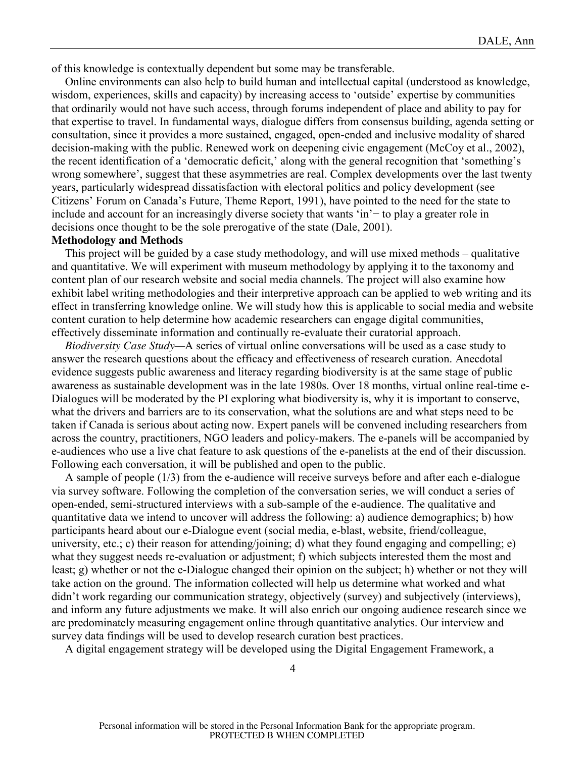of this knowledge is contextually dependent but some may be transferable.

Online environments can also help to build human and intellectual capital (understood as knowledge, wisdom, experiences, skills and capacity) by increasing access to 'outside' expertise by communities that ordinarily would not have such access, through forums independent of place and ability to pay for that expertise to travel. In fundamental ways, dialogue differs from consensus building, agenda setting or consultation, since it provides a more sustained, engaged, open-ended and inclusive modality of shared decision-making with the public. Renewed work on deepening civic engagement (McCoy et al., 2002), the recent identification of a 'democratic deficit,' along with the general recognition that 'something's wrong somewhere', suggest that these asymmetries are real. Complex developments over the last twenty years, particularly widespread dissatisfaction with electoral politics and policy development (see Citizens' Forum on Canada's Future, Theme Report, 1991), have pointed to the need for the state to include and account for an increasingly diverse society that wants 'in'− to play a greater role in decisions once thought to be the sole prerogative of the state (Dale, 2001).

**Methodology and Methods**

This project will be guided by a case study methodology, and will use mixed methods – qualitative and quantitative. We will experiment with museum methodology by applying it to the taxonomy and content plan of our research website and social media channels. The project will also examine how exhibit label writing methodologies and their interpretive approach can be applied to web writing and its effect in transferring knowledge online. We will study how this is applicable to social media and website content curation to help determine how academic researchers can engage digital communities, effectively disseminate information and continually re-evaluate their curatorial approach.

*Biodiversity Case Study*—A series of virtual online conversations will be used as a case study to answer the research questions about the efficacy and effectiveness of research curation. Anecdotal evidence suggests public awareness and literacy regarding biodiversity is at the same stage of public awareness as sustainable development was in the late 1980s. Over 18 months, virtual online real-time e-Dialogues will be moderated by the PI exploring what biodiversity is, why it is important to conserve, what the drivers and barriers are to its conservation, what the solutions are and what steps need to be taken if Canada is serious about acting now. Expert panels will be convened including researchers from across the country, practitioners, NGO leaders and policy-makers. The e-panels will be accompanied by e-audiences who use a live chat feature to ask questions of the e-panelists at the end of their discussion. Following each conversation, it will be published and open to the public.

A sample of people (1/3) from the e-audience will receive surveys before and after each e-dialogue via survey software. Following the completion of the conversation series, we will conduct a series of open-ended, semi-structured interviews with a sub-sample of the e-audience. The qualitative and quantitative data we intend to uncover will address the following: a) audience demographics; b) how participants heard about our e-Dialogue event (social media, e-blast, website, friend/colleague, university, etc.; c) their reason for attending/joining; d) what they found engaging and compelling; e) what they suggest needs re-evaluation or adjustment; f) which subjects interested them the most and least; g) whether or not the e-Dialogue changed their opinion on the subject; h) whether or not they will take action on the ground. The information collected will help us determine what worked and what didn't work regarding our communication strategy, objectively (survey) and subjectively (interviews), and inform any future adjustments we make. It will also enrich our ongoing audience research since we are predominately measuring engagement online through quantitative analytics. Our interview and survey data findings will be used to develop research curation best practices.

A digital engagement strategy will be developed using the Digital Engagement Framework, a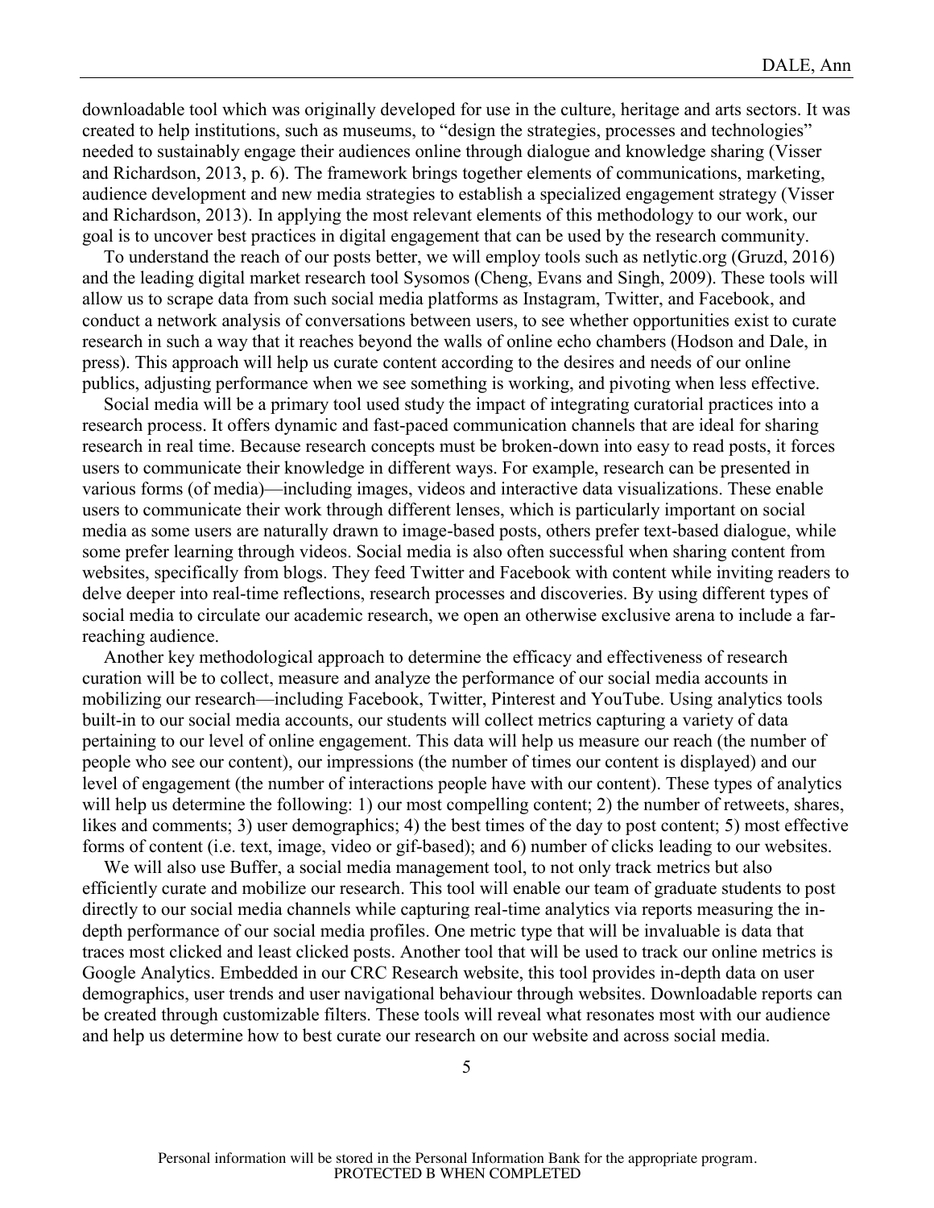downloadable tool which was originally developed for use in the culture, heritage and arts sectors. It was created to help institutions, such as museums, to "design the strategies, processes and technologies" needed to sustainably engage their audiences online through dialogue and knowledge sharing (Visser and Richardson, 2013, p. 6). The framework brings together elements of communications, marketing, audience development and new media strategies to establish a specialized engagement strategy (Visser and Richardson, 2013). In applying the most relevant elements of this methodology to our work, our goal is to uncover best practices in digital engagement that can be used by the research community.

To understand the reach of our posts better, we will employ tools such as netlytic.org (Gruzd, 2016) and the leading digital market research tool Sysomos (Cheng, Evans and Singh, 2009). These tools will allow us to scrape data from such social media platforms as Instagram, Twitter, and Facebook, and conduct a network analysis of conversations between users, to see whether opportunities exist to curate research in such a way that it reaches beyond the walls of online echo chambers (Hodson and Dale, in press). This approach will help us curate content according to the desires and needs of our online publics, adjusting performance when we see something is working, and pivoting when less effective.

Social media will be a primary tool used study the impact of integrating curatorial practices into a research process. It offers dynamic and fast-paced communication channels that are ideal for sharing research in real time. Because research concepts must be broken-down into easy to read posts, it forces users to communicate their knowledge in different ways. For example, research can be presented in various forms (of media)—including images, videos and interactive data visualizations. These enable users to communicate their work through different lenses, which is particularly important on social media as some users are naturally drawn to image-based posts, others prefer text-based dialogue, while some prefer learning through videos. Social media is also often successful when sharing content from websites, specifically from blogs. They feed Twitter and Facebook with content while inviting readers to delve deeper into real-time reflections, research processes and discoveries. By using different types of social media to circulate our academic research, we open an otherwise exclusive arena to include a far-reaching audience.

Another key methodological approach to determine the efficacy and effectiveness of research curation will be to collect, measure and analyze the performance of our social media accounts in mobilizing our research—including Facebook, Twitter, Pinterest and YouTube. Using analytics tools built-in to our social media accounts, our students will collect metrics capturing a variety of data pertaining to our level of online engagement. This data will help us measure our reach (the number of people who see our content), our impressions (the number of times our content is displayed) and our level of engagement (the number of interactions people have with our content). These types of analytics will help us determine the following: 1) our most compelling content; 2) the number of retweets, shares, likes and comments; 3) user demographics; 4) the best times of the day to post content; 5) most effective forms of content (i.e. text, image, video or gif-based); and 6) number of clicks leading to our websites.

We will also use Buffer, a social media management tool, to not only track metrics but also efficiently curate and mobilize our research. This tool will enable our team of graduate students to post directly to our social media channels while capturing real-time analytics via reports measuring the in-depth performance of our social media profiles. One metric type that will be invaluable is data that traces most clicked and least clicked posts. Another tool that will be used to track our online metrics is Google Analytics. Embedded in our CRC Research website, this tool provides in-depth data on user demographics, user trends and user navigational behaviour through websites. Downloadable reports can be created through customizable filters. These tools will reveal what resonates most with our audience and help us determine how to best curate our research on our website and across social media.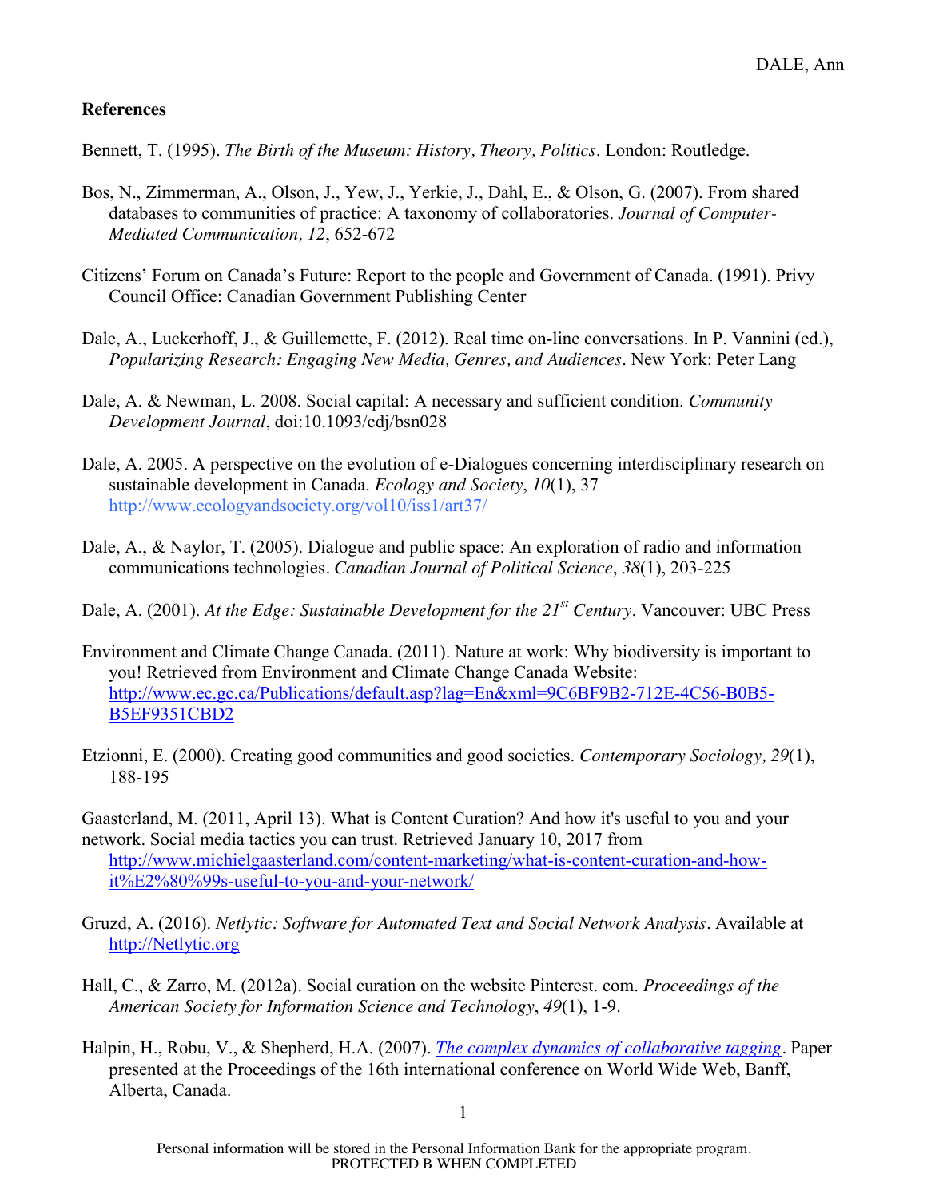## References

Bennett, T. (1995). *The Birth of the Museum: History, Theory, Politics*. London: Routledge.

Bos, N., Zimmerman, A., Olson, J., Yew, J., Yerkie, J., Dahl, E., & Olson, G. (2007). From shared databases to communities of practice: A taxonomy of collaboratories. *Journal of Computer-Mediated Communication, 12*, 652-672

Citizens' Forum on Canada's Future: Report to the people and Government of Canada. (1991). Privy Council Office: Canadian Government Publishing Center

Dale, A., Luckerhoff, J., & Guillemette, F. (2012). Real time on-line conversations. In P. Vannini (ed.), *Popularizing Research: Engaging New Media, Genres, and Audiences*. New York: Peter Lang

Dale, A. & Newman, L. 2008. Social capital: A necessary and sufficient condition. *Community Development Journal*, doi:10.1093/cdj/bsn028

Dale, A. 2005. A perspective on the evolution of e-Dialogues concerning interdisciplinary research on sustainable development in Canada. *Ecology and Society*, *10*(1), 37 http://www.ecologyandsociety.org/vol10/iss1/art37/

Dale, A., & Naylor, T. (2005). Dialogue and public space: An exploration of radio and information communications technologies. *Canadian Journal of Political Science*, *38*(1), 203-225

Dale, A. (2001). *At the Edge: Sustainable Development for the 21st Century*. Vancouver: UBC Press

Environment and Climate Change Canada. (2011). Nature at work: Why biodiversity is important to you! Retrieved from Environment and Climate Change Canada Website: http://www.ec.gc.ca/Publications/default.asp?lag=En&xml=9C6BF9B2-712E-4C56-B0B5-B5EF9351CBD2

Etzionni, E. (2000). Creating good communities and good societies. *Contemporary Sociology, 29*(1), 188-195

Gaasterland, M. (2011, April 13). What is Content Curation? And how it's useful to you and your network. Social media tactics you can trust. Retrieved January 10, 2017 from http://www.michielgaasterland.com/content-marketing/what-is-content-curation-and-how-it%E2%80%99s-useful-to-you-and-your-network/

Gruzd, A. (2016). *Netlytic: Software for Automated Text and Social Network Analysis*. Available at http://Netlytic.org

Hall, C., & Zarro, M. (2012a). Social curation on the website Pinterest. com. *Proceedings of the American Society for Information Science and Technology*, *49*(1), 1-9.

Halpin, H., Robu, V., & Shepherd, H.A. (2007). *The complex dynamics of collaborative tagging*. Paper presented at the Proceedings of the 16th international conference on World Wide Web, Banff, Alberta, Canada.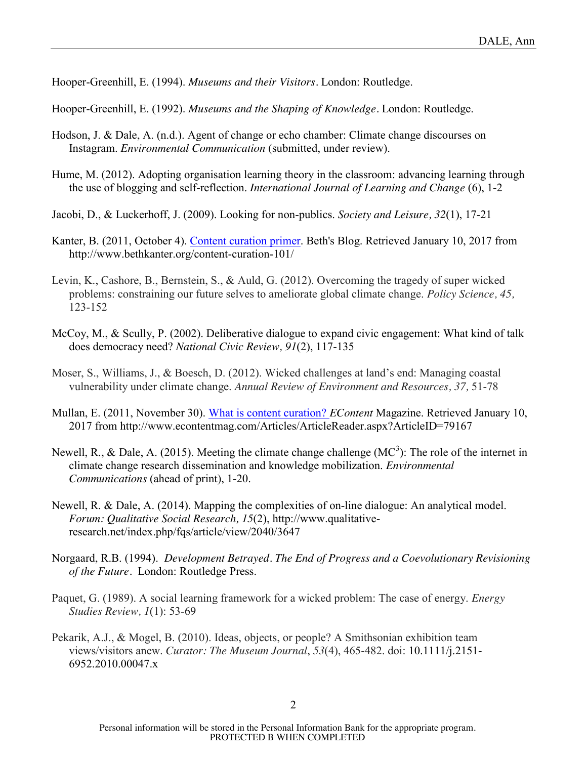Hooper-Greenhill, E. (1994). *Museums and their Visitors*. London: Routledge.

Hooper-Greenhill, E. (1992). *Museums and the Shaping of Knowledge*. London: Routledge.

Hodson, J. & Dale, A. (n.d.). Agent of change or echo chamber: Climate change discourses on Instagram. *Environmental Communication* (submitted, under review).

Hume, M. (2012). Adopting organisation learning theory in the classroom: advancing learning through the use of blogging and self-reflection. *International Journal of Learning and Change* (6), 1-2

Jacobi, D., & Luckerhoff, J. (2009). Looking for non-publics. *Society and Leisure, 32*(1), 17-21

Kanter, B. (2011, October 4). Content curation primer. Beth's Blog. Retrieved January 10, 2017 from http://www.bethkanter.org/content-curation-101/

Levin, K., Cashore, B., Bernstein, S., & Auld, G. (2012). Overcoming the tragedy of super wicked problems: constraining our future selves to ameliorate global climate change. *Policy Science, 45,* 123-152

McCoy, M., & Scully, P. (2002). Deliberative dialogue to expand civic engagement: What kind of talk does democracy need? *National Civic Review, 91*(2), 117-135

Moser, S., Williams, J., & Boesch, D. (2012). Wicked challenges at land's end: Managing coastal vulnerability under climate change. *Annual Review of Environment and Resources, 37,* 51-78

Mullan, E. (2011, November 30). What is content curation? *EContent* Magazine. Retrieved January 10, 2017 from http://www.econtentmag.com/Articles/ArticleReader.aspx?ArticleID=79167

Newell, R., & Dale, A. (2015). Meeting the climate change challenge ($MC^3$): The role of the internet in climate change research dissemination and knowledge mobilization. *Environmental Communications* (ahead of print), 1-20.

Newell, R. & Dale, A. (2014). Mapping the complexities of on-line dialogue: An analytical model. *Forum: Qualitative Social Research, 15*(2), http://www.qualitative-research.net/index.php/fqs/article/view/2040/3647

Norgaard, R.B. (1994). *Development Betrayed*. *The End of Progress and a Coevolutionary Revisioning of the Future*. London: Routledge Press.

Paquet, G. (1989). A social learning framework for a wicked problem: The case of energy. *Energy Studies Review, 1*(1): 53-69

Pekarik, A.J., & Mogel, B. (2010). Ideas, objects, or people? A Smithsonian exhibition team views/visitors anew. *Curator: The Museum Journal*, *53*(4), 465-482. doi: 10.1111/j.2151-6952.2010.00047.x

Personal information will be stored in the Personal Information Bank for the appropriate program.
PROTECTED B WHEN COMPLETED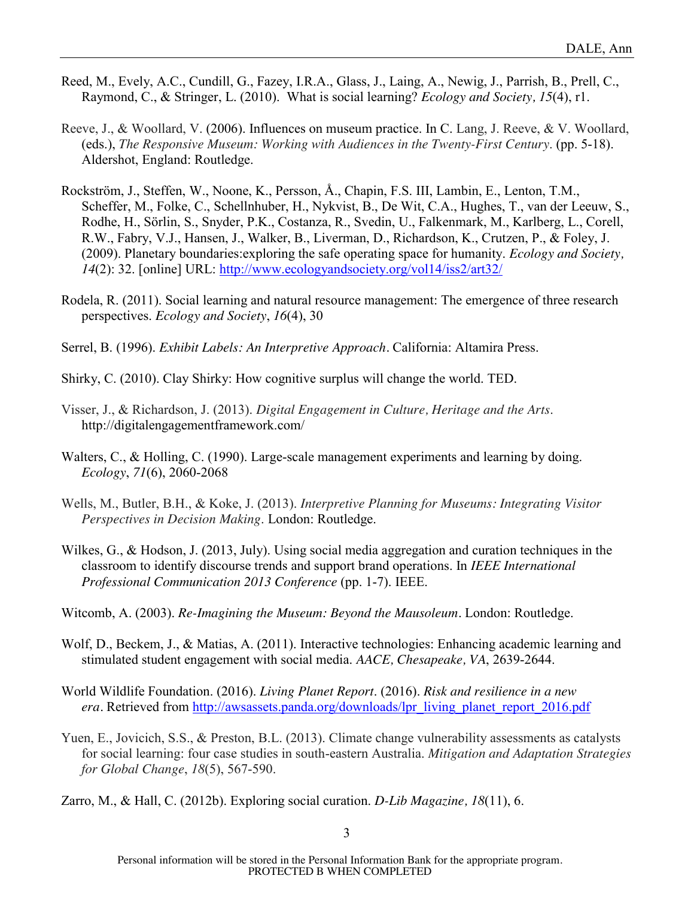Reed, M., Evely, A.C., Cundill, G., Fazey, I.R.A., Glass, J., Laing, A., Newig, J., Parrish, B., Prell, C., Raymond, C., & Stringer, L. (2010). What is social learning? *Ecology and Society, 15*(4), r1.

Reeve, J., & Woollard, V. (2006). Influences on museum practice. In C. Lang, J. Reeve, & V. Woollard, (eds.), *The Responsive Museum: Working with Audiences in the Twenty-First Century*. (pp. 5-18). Aldershot, England: Routledge.

Rockström, J., Steffen, W., Noone, K., Persson, Å., Chapin, F.S. III, Lambin, E., Lenton, T.M., Scheffer, M., Folke, C., Schellnhuber, H., Nykvist, B., De Wit, C.A., Hughes, T., van der Leeuw, S., Rodhe, H., Sörlin, S., Snyder, P.K., Costanza, R., Svedin, U., Falkenmark, M., Karlberg, L., Corell, R.W., Fabry, V.J., Hansen, J., Walker, B., Liverman, D., Richardson, K., Crutzen, P., & Foley, J. (2009). Planetary boundaries:exploring the safe operating space for humanity. *Ecology and Society, 14*(2): 32. [online] URL: http://www.ecologyandsociety.org/vol14/iss2/art32/

Rodela, R. (2011). Social learning and natural resource management: The emergence of three research perspectives. *Ecology and Society*, *16*(4), 30

Serrel, B. (1996). *Exhibit Labels: An Interpretive Approach*. California: Altamira Press.

Shirky, C. (2010). Clay Shirky: How cognitive surplus will change the world. TED.

Visser, J., & Richardson, J. (2013). *Digital Engagement in Culture, Heritage and the Arts*. http://digitalengagementframework.com/

Walters, C., & Holling, C. (1990). Large-scale management experiments and learning by doing. *Ecology*, *71*(6), 2060-2068

Wells, M., Butler, B.H., & Koke, J. (2013). *Interpretive Planning for Museums: Integrating Visitor Perspectives in Decision Making*. London: Routledge.

Wilkes, G., & Hodson, J. (2013, July). Using social media aggregation and curation techniques in the classroom to identify discourse trends and support brand operations. In *IEEE International Professional Communication 2013 Conference* (pp. 1-7). IEEE.

Witcomb, A. (2003). *Re-Imagining the Museum: Beyond the Mausoleum*. London: Routledge.

Wolf, D., Beckem, J., & Matias, A. (2011). Interactive technologies: Enhancing academic learning and stimulated student engagement with social media. *AACE, Chesapeake, VA*, 2639-2644.

World Wildlife Foundation. (2016). *Living Planet Report*. (2016). *Risk and resilience in a new era*. Retrieved from http://awsassets.panda.org/downloads/lpr_living_planet_report_2016.pdf

Yuen, E., Jovicich, S.S., & Preston, B.L. (2013). Climate change vulnerability assessments as catalysts for social learning: four case studies in south-eastern Australia. *Mitigation and Adaptation Strategies for Global Change*, *18*(5), 567-590.

Zarro, M., & Hall, C. (2012b). Exploring social curation. *D-Lib Magazine, 18*(11), 6.

Personal information will be stored in the Personal Information Bank for the appropriate program.
PROTECTED B WHEN COMPLETED